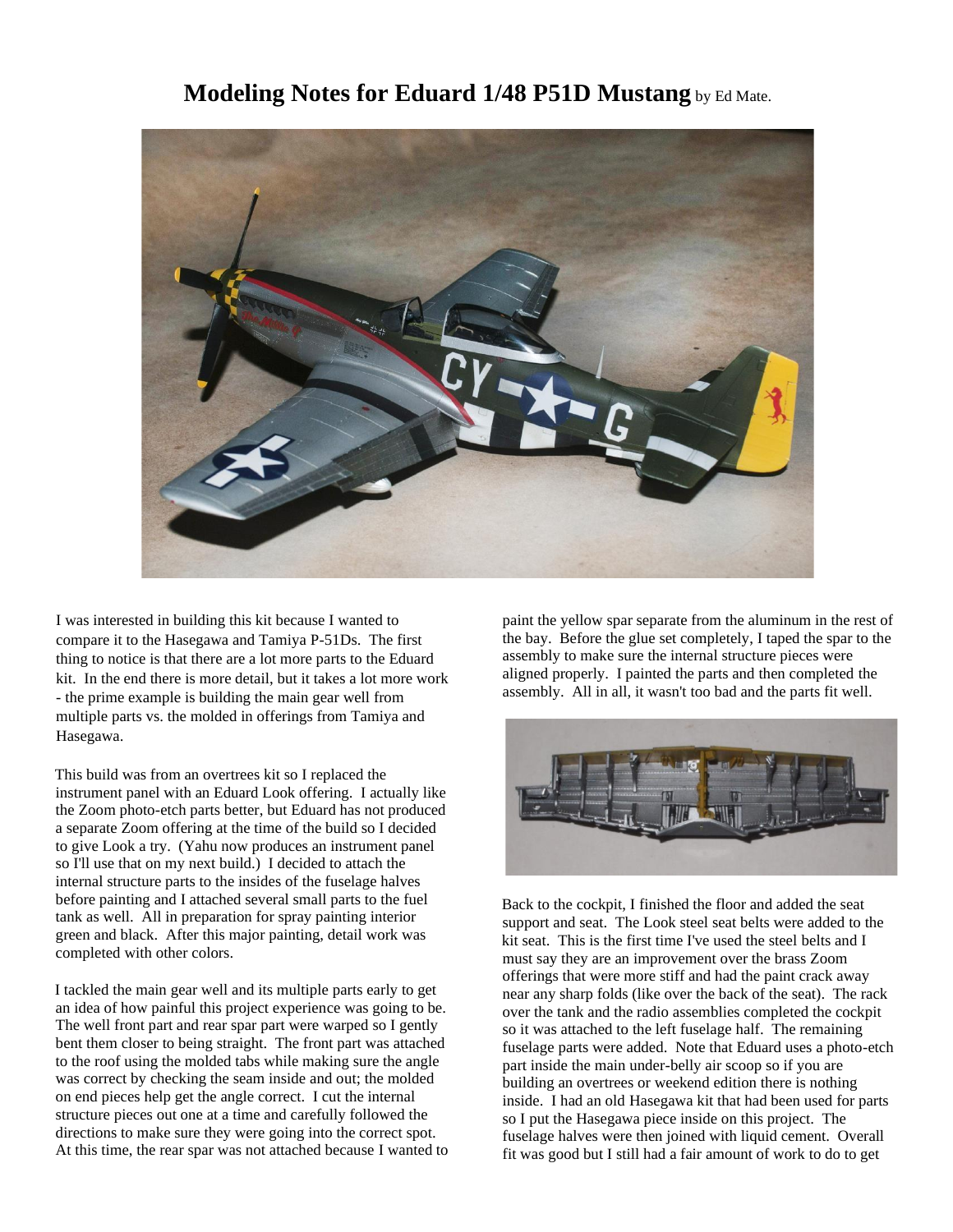# **Modeling Notes for Eduard 1/48 P51D Mustang** by Ed Mate.

I was interested in building this kit because I wanted to compare it to the Hasegawa and Tamiya P-51Ds. The first thing to notice is that there are a lot more parts to the Eduard kit. In the end there is more detail, but it takes a lot more work - the prime example is building the main gear well from multiple parts vs. the molded in offerings from Tamiya and Hasegawa.

This build was from an overtrees kit so I replaced the instrument panel with an Eduard Look offering. I actually like the Zoom photo-etch parts better, but Eduard has not produced a separate Zoom offering at the time of the build so I decided to give Look a try. (Yahu now produces an instrument panel so I'll use that on my next build.) I decided to attach the internal structure parts to the insides of the fuselage halves before painting and I attached several small parts to the fuel tank as well. All in preparation for spray painting interior green and black. After this major painting, detail work was completed with other colors.

I tackled the main gear well and its multiple parts early to get an idea of how painful this project experience was going to be. The well front part and rear spar part were warped so I gently bent them closer to being straight. The front part was attached to the roof using the molded tabs while making sure the angle was correct by checking the seam inside and out; the molded on end pieces help get the angle correct. I cut the internal structure pieces out one at a time and carefully followed the directions to make sure they were going into the correct spot. At this time, the rear spar was not attached because I wanted to paint the yellow spar separate from the aluminum in the rest of the bay. Before the glue set completely, I taped the spar to the assembly to make sure the internal structure pieces were aligned properly. I painted the parts and then completed the assembly. All in all, it wasn't too bad and the parts fit well.

Back to the cockpit, I finished the floor and added the seat support and seat. The Look steel seat belts were added to the kit seat. This is the first time I've used the steel belts and I must say they are an improvement over the brass Zoom offerings that were more stiff and had the paint crack away near any sharp folds (like over the back of the seat). The rack over the tank and the radio assemblies completed the cockpit so it was attached to the left fuselage half. The remaining fuselage parts were added. Note that Eduard uses a photo-etch part inside the main under-belly air scoop so if you are building an overtrees or weekend edition there is nothing inside. I had an old Hasegawa kit that had been used for parts so I put the Hasegawa piece inside on this project. The fuselage halves were then joined with liquid cement. Overall fit was good but I still had a fair amount of work to do to get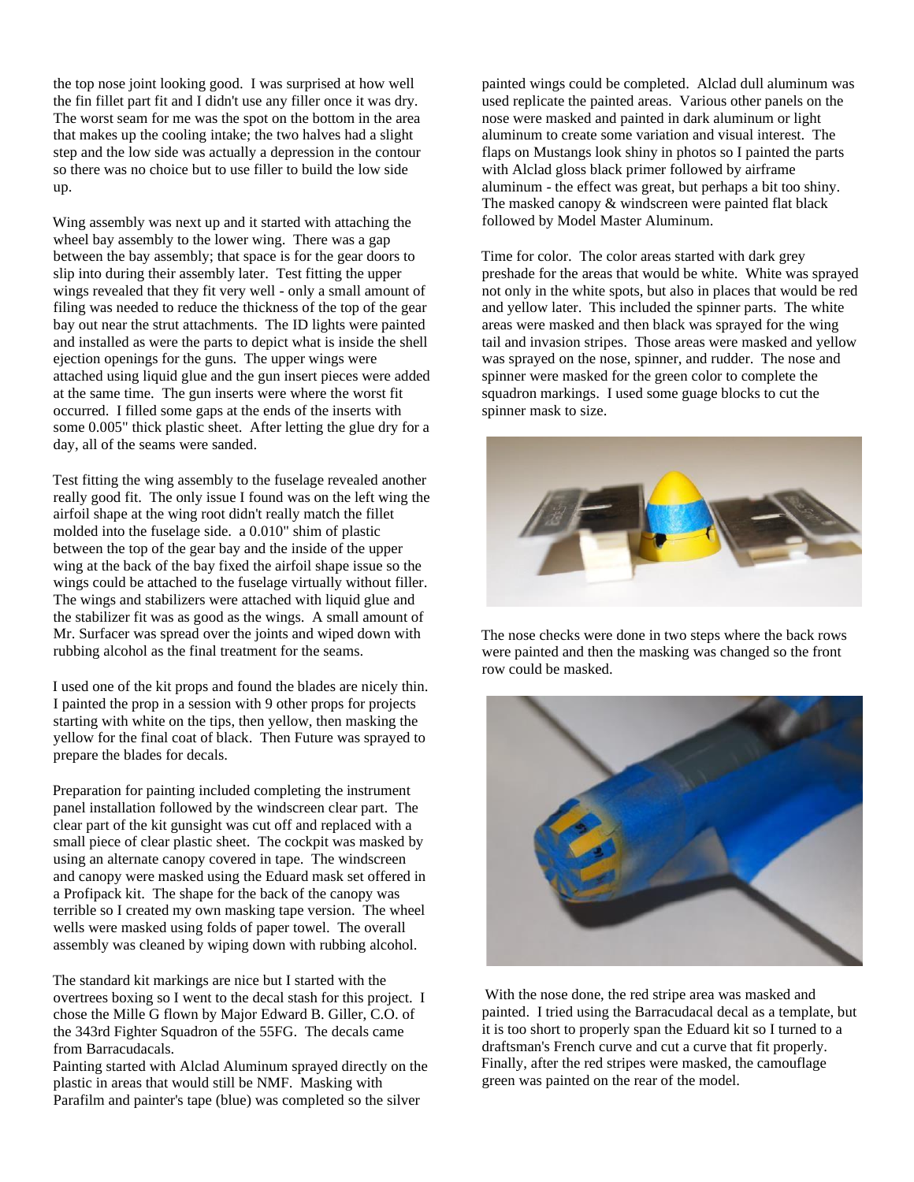the top nose joint looking good. I was surprised at how well the fin fillet part fit and I didn't use any filler once it was dry. The worst seam for me was the spot on the bottom in the area that makes up the cooling intake; the two halves had a slight step and the low side was actually a depression in the contour so there was no choice but to use filler to build the low side up.

Wing assembly was next up and it started with attaching the wheel bay assembly to the lower wing. There was a gap between the bay assembly; that space is for the gear doors to slip into during their assembly later. Test fitting the upper wings revealed that they fit very well - only a small amount of filing was needed to reduce the thickness of the top of the gear bay out near the strut attachments. The ID lights were painted and installed as were the parts to depict what is inside the shell ejection openings for the guns. The upper wings were attached using liquid glue and the gun insert pieces were added at the same time. The gun inserts were where the worst fit occurred. I filled some gaps at the ends of the inserts with some 0.005" thick plastic sheet. After letting the glue dry for a day, all of the seams were sanded.

Test fitting the wing assembly to the fuselage revealed another really good fit. The only issue I found was on the left wing the airfoil shape at the wing root didn't really match the fillet molded into the fuselage side. a 0.010" shim of plastic between the top of the gear bay and the inside of the upper wing at the back of the bay fixed the airfoil shape issue so the wings could be attached to the fuselage virtually without filler. The wings and stabilizers were attached with liquid glue and the stabilizer fit was as good as the wings. A small amount of Mr. Surfacer was spread over the joints and wiped down with rubbing alcohol as the final treatment for the seams.

I used one of the kit props and found the blades are nicely thin. I painted the prop in a session with 9 other props for projects starting with white on the tips, then yellow, then masking the yellow for the final coat of black. Then Future was sprayed to prepare the blades for decals.

Preparation for painting included completing the instrument panel installation followed by the windscreen clear part. The clear part of the kit gunsight was cut off and replaced with a small piece of clear plastic sheet. The cockpit was masked by using an alternate canopy covered in tape. The windscreen and canopy were masked using the Eduard mask set offered in a Profipack kit. The shape for the back of the canopy was terrible so I created my own masking tape version. The wheel wells were masked using folds of paper towel. The overall assembly was cleaned by wiping down with rubbing alcohol.

The standard kit markings are nice but I started with the overtrees boxing so I went to the decal stash for this project. I chose the Mille G flown by Major Edward B. Giller, C.O. of the 343rd Fighter Squadron of the 55FG. The decals came from Barracudacals.

Painting started with Alclad Aluminum sprayed directly on the plastic in areas that would still be NMF. Masking with Parafilm and painter's tape (blue) was completed so the silver painted wings could be completed. Alclad dull aluminum was used replicate the painted areas. Various other panels on the nose were masked and painted in dark aluminum or light aluminum to create some variation and visual interest. The flaps on Mustangs look shiny in photos so I painted the parts with Alclad gloss black primer followed by airframe aluminum - the effect was great, but perhaps a bit too shiny. The masked canopy & windscreen were painted flat black followed by Model Master Aluminum.

Time for color. The color areas started with dark grey preshade for the areas that would be white. White was sprayed not only in the white spots, but also in places that would be red and yellow later. This included the spinner parts. The white areas were masked and then black was sprayed for the wing tail and invasion stripes. Those areas were masked and yellow was sprayed on the nose, spinner, and rudder. The nose and spinner were masked for the green color to complete the squadron markings. I used some guage blocks to cut the spinner mask to size.

The nose checks were done in two steps where the back rows were painted and then the masking was changed so the front row could be masked.

With the nose done, the red stripe area was masked and painted. I tried using the Barracudacal decal as a template, but it is too short to properly span the Eduard kit so I turned to a draftsman's French curve and cut a curve that fit properly. Finally, after the red stripes were masked, the camouflage green was painted on the rear of the model.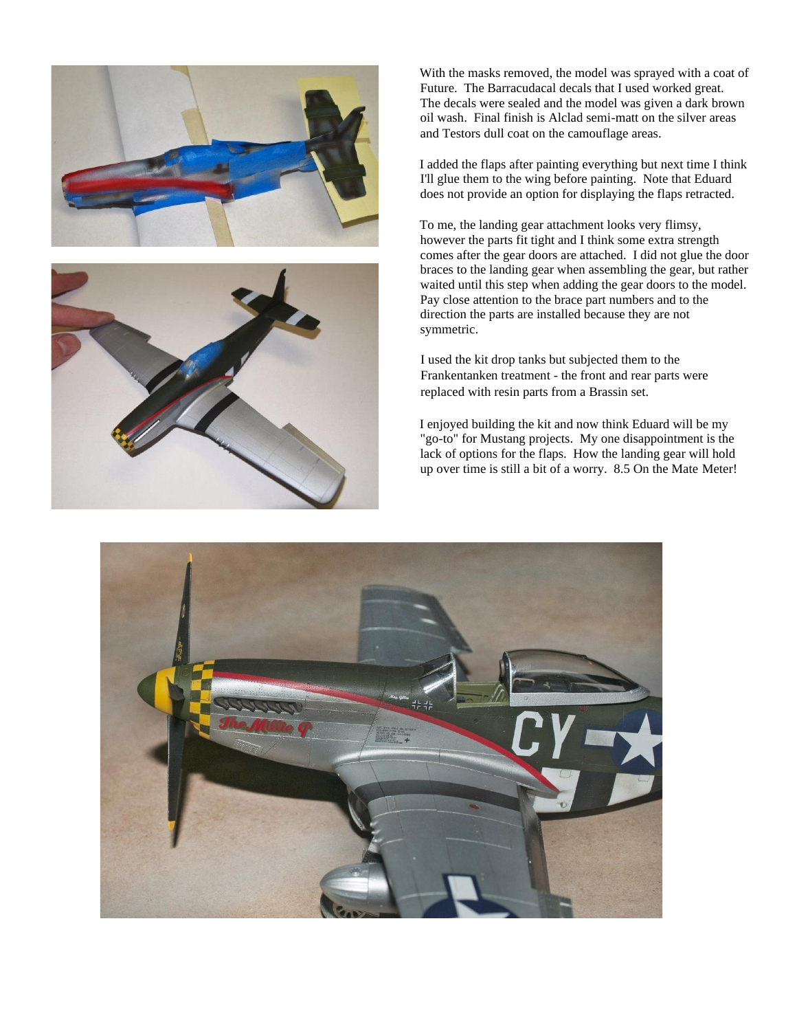With the masks removed, the model was sprayed with a coat of Future. The Barracudacal decals that I used worked great. The decals were sealed and the model was given a dark brown oil wash. Final finish is Alclad semi-matt on the silver areas and Testors dull coat on the camouflage areas.

I added the flaps after painting everything but next time I think I'll glue them to the wing before painting. Note that Eduard does not provide an option for displaying the flaps retracted.

To me, the landing gear attachment looks very flimsy, however the parts fit tight and I think some extra strength comes after the gear doors are attached. I did not glue the door braces to the landing gear when assembling the gear, but rather waited until this step when adding the gear doors to the model. Pay close attention to the brace part numbers and to the direction the parts are installed because they are not symmetric.

I used the kit drop tanks but subjected them to the Frankentanken treatment - the front and rear parts were replaced with resin parts from a Brassin set.

I enjoyed building the kit and now think Eduard will be my "go-to" for Mustang projects. My one disappointment is the lack of options for the flaps. How the landing gear will hold up over time is still a bit of a worry. 8.5 On the Mate Meter!